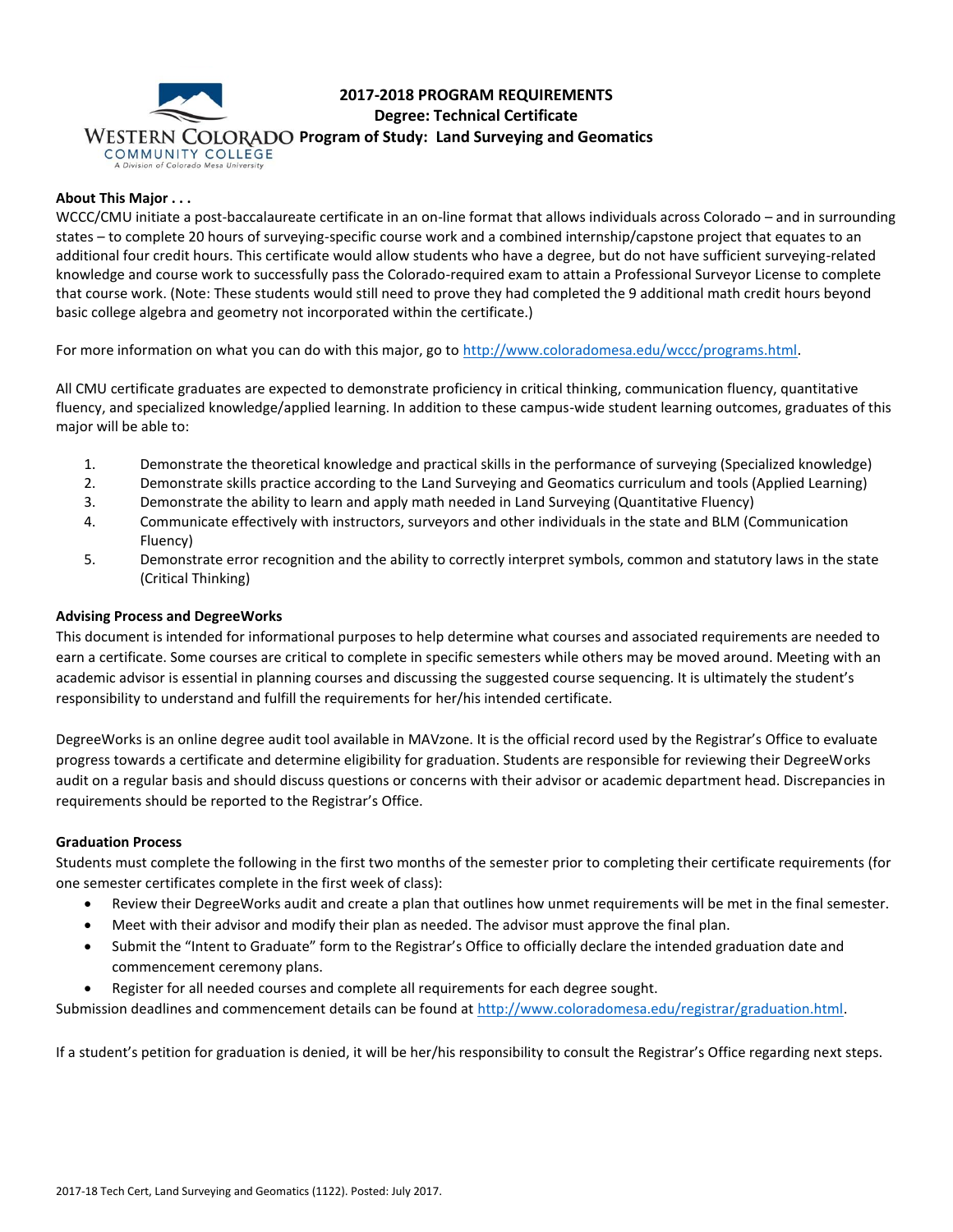# 2017-2018 PROGRAM REQUIREMENTS

## Degree: Technical Certificate

## Program of Study: Land Surveying and Geomatics

**About This Major . . .**

WCCC/CMU initiate a post-baccalaureate certificate in an on-line format that allows individuals across Colorado – and in surrounding states – to complete 20 hours of surveying-specific course work and a combined internship/capstone project that equates to an additional four credit hours. This certificate would allow students who have a degree, but do not have sufficient surveying-related knowledge and course work to successfully pass the Colorado-required exam to attain a Professional Surveyor License to complete that course work. (Note: These students would still need to prove they had completed the 9 additional math credit hours beyond basic college algebra and geometry not incorporated within the certificate.)

For more information on what you can do with this major, go to http://www.coloradomesa.edu/wccc/programs.html.

All CMU certificate graduates are expected to demonstrate proficiency in critical thinking, communication fluency, quantitative fluency, and specialized knowledge/applied learning. In addition to these campus-wide student learning outcomes, graduates of this major will be able to:

1. Demonstrate the theoretical knowledge and practical skills in the performance of surveying (Specialized knowledge)
2. Demonstrate skills practice according to the Land Surveying and Geomatics curriculum and tools (Applied Learning)
3. Demonstrate the ability to learn and apply math needed in Land Surveying (Quantitative Fluency)
4. Communicate effectively with instructors, surveyors and other individuals in the state and BLM (Communication Fluency)
5. Demonstrate error recognition and the ability to correctly interpret symbols, common and statutory laws in the state (Critical Thinking)

**Advising Process and DegreeWorks**

This document is intended for informational purposes to help determine what courses and associated requirements are needed to earn a certificate. Some courses are critical to complete in specific semesters while others may be moved around. Meeting with an academic advisor is essential in planning courses and discussing the suggested course sequencing. It is ultimately the student's responsibility to understand and fulfill the requirements for her/his intended certificate.

DegreeWorks is an online degree audit tool available in MAVzone. It is the official record used by the Registrar's Office to evaluate progress towards a certificate and determine eligibility for graduation. Students are responsible for reviewing their DegreeWorks audit on a regular basis and should discuss questions or concerns with their advisor or academic department head. Discrepancies in requirements should be reported to the Registrar's Office.

**Graduation Process**

Students must complete the following in the first two months of the semester prior to completing their certificate requirements (for one semester certificates complete in the first week of class):

- Review their DegreeWorks audit and create a plan that outlines how unmet requirements will be met in the final semester.
- Meet with their advisor and modify their plan as needed. The advisor must approve the final plan.
- Submit the "Intent to Graduate" form to the Registrar's Office to officially declare the intended graduation date and commencement ceremony plans.
- Register for all needed courses and complete all requirements for each degree sought.

Submission deadlines and commencement details can be found at http://www.coloradomesa.edu/registrar/graduation.html.

If a student's petition for graduation is denied, it will be her/his responsibility to consult the Registrar's Office regarding next steps.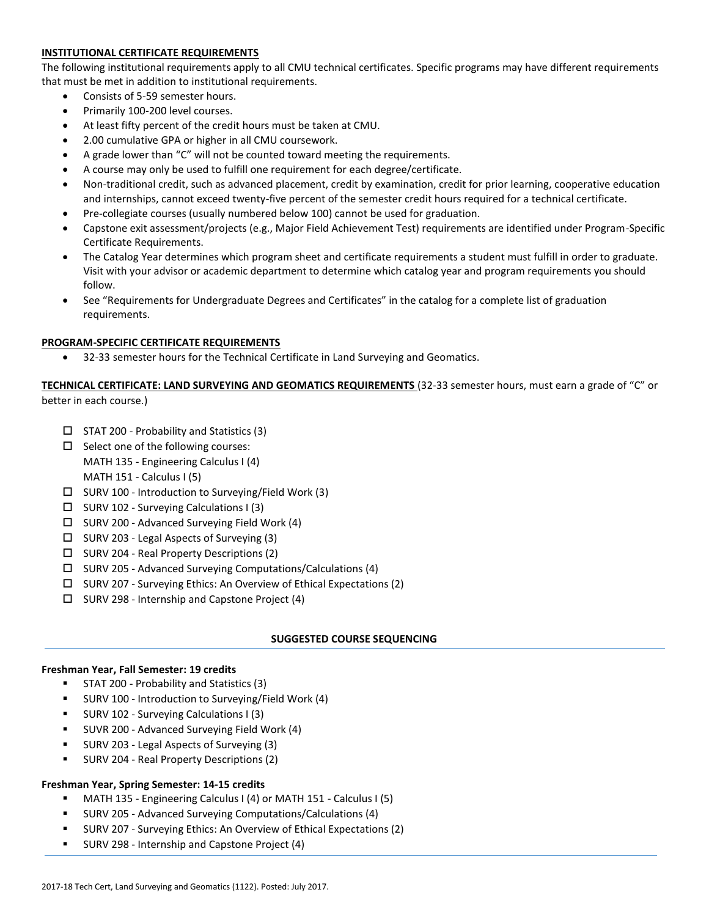**INSTITUTIONAL CERTIFICATE REQUIREMENTS**

The following institutional requirements apply to all CMU technical certificates. Specific programs may have different requirements that must be met in addition to institutional requirements.

- Consists of 5-59 semester hours.
- Primarily 100-200 level courses.
- At least fifty percent of the credit hours must be taken at CMU.
- 2.00 cumulative GPA or higher in all CMU coursework.
- A grade lower than "C" will not be counted toward meeting the requirements.
- A course may only be used to fulfill one requirement for each degree/certificate.
- Non-traditional credit, such as advanced placement, credit by examination, credit for prior learning, cooperative education and internships, cannot exceed twenty-five percent of the semester credit hours required for a technical certificate.
- Pre-collegiate courses (usually numbered below 100) cannot be used for graduation.
- Capstone exit assessment/projects (e.g., Major Field Achievement Test) requirements are identified under Program-Specific Certificate Requirements.
- The Catalog Year determines which program sheet and certificate requirements a student must fulfill in order to graduate. Visit with your advisor or academic department to determine which catalog year and program requirements you should follow.
- See "Requirements for Undergraduate Degrees and Certificates" in the catalog for a complete list of graduation requirements.

**PROGRAM-SPECIFIC CERTIFICATE REQUIREMENTS**

- 32-33 semester hours for the Technical Certificate in Land Surveying and Geomatics.

**TECHNICAL CERTIFICATE: LAND SURVEYING AND GEOMATICS REQUIREMENTS** (32-33 semester hours, must earn a grade of "C" or better in each course.)

- ☐ STAT 200 - Probability and Statistics (3)
- ☐ Select one of the following courses:
  MATH 135 - Engineering Calculus I (4)
  MATH 151 - Calculus I (5)
- ☐ SURV 100 - Introduction to Surveying/Field Work (3)
- ☐ SURV 102 - Surveying Calculations I (3)
- ☐ SURV 200 - Advanced Surveying Field Work (4)
- ☐ SURV 203 - Legal Aspects of Surveying (3)
- ☐ SURV 204 - Real Property Descriptions (2)
- ☐ SURV 205 - Advanced Surveying Computations/Calculations (4)
- ☐ SURV 207 - Surveying Ethics: An Overview of Ethical Expectations (2)
- ☐ SURV 298 - Internship and Capstone Project (4)

**SUGGESTED COURSE SEQUENCING**

**Freshman Year, Fall Semester: 19 credits**

- STAT 200 - Probability and Statistics (3)
- SURV 100 - Introduction to Surveying/Field Work (4)
- SURV 102 - Surveying Calculations I (3)
- SUVR 200 - Advanced Surveying Field Work (4)
- SURV 203 - Legal Aspects of Surveying (3)
- SURV 204 - Real Property Descriptions (2)

**Freshman Year, Spring Semester: 14-15 credits**

- MATH 135 - Engineering Calculus I (4) or MATH 151 - Calculus I (5)
- SURV 205 - Advanced Surveying Computations/Calculations (4)
- SURV 207 - Surveying Ethics: An Overview of Ethical Expectations (2)
- SURV 298 - Internship and Capstone Project (4)

2017-18 Tech Cert, Land Surveying and Geomatics (1122). Posted: July 2017.